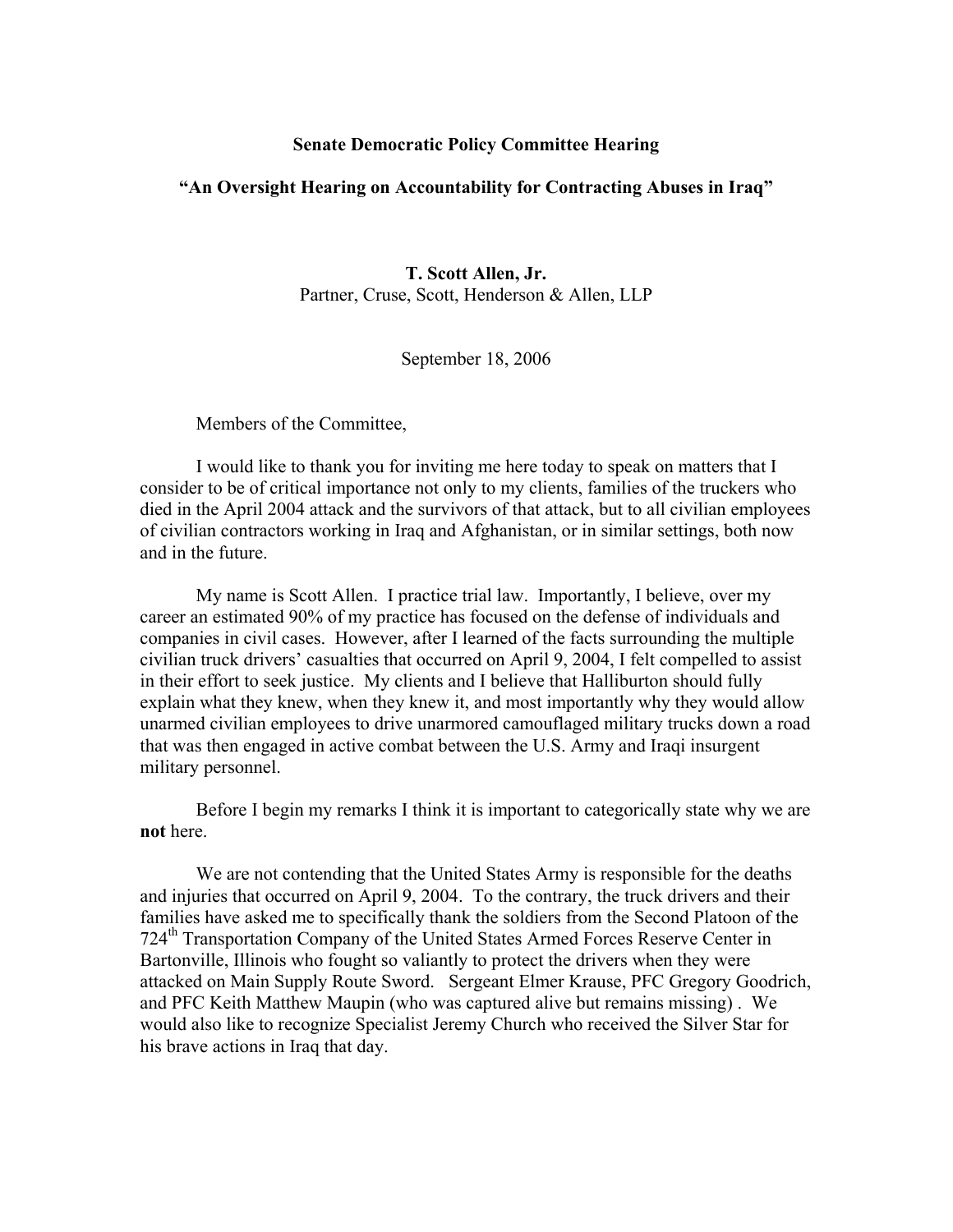**Senate Democratic Policy Committee Hearing**

**"An Oversight Hearing on Accountability for Contracting Abuses in Iraq"**

**T. Scott Allen, Jr.**
Partner, Cruse, Scott, Henderson & Allen, LLP

September 18, 2006

Members of the Committee,

I would like to thank you for inviting me here today to speak on matters that I consider to be of critical importance not only to my clients, families of the truckers who died in the April 2004 attack and the survivors of that attack, but to all civilian employees of civilian contractors working in Iraq and Afghanistan, or in similar settings, both now and in the future.

My name is Scott Allen. I practice trial law. Importantly, I believe, over my career an estimated 90% of my practice has focused on the defense of individuals and companies in civil cases. However, after I learned of the facts surrounding the multiple civilian truck drivers' casualties that occurred on April 9, 2004, I felt compelled to assist in their effort to seek justice. My clients and I believe that Halliburton should fully explain what they knew, when they knew it, and most importantly why they would allow unarmed civilian employees to drive unarmored camouflaged military trucks down a road that was then engaged in active combat between the U.S. Army and Iraqi insurgent military personnel.

Before I begin my remarks I think it is important to categorically state why we are **not** here.

We are not contending that the United States Army is responsible for the deaths and injuries that occurred on April 9, 2004. To the contrary, the truck drivers and their families have asked me to specifically thank the soldiers from the Second Platoon of the 724th Transportation Company of the United States Armed Forces Reserve Center in Bartonville, Illinois who fought so valiantly to protect the drivers when they were attacked on Main Supply Route Sword. Sergeant Elmer Krause, PFC Gregory Goodrich, and PFC Keith Matthew Maupin (who was captured alive but remains missing) . We would also like to recognize Specialist Jeremy Church who received the Silver Star for his brave actions in Iraq that day.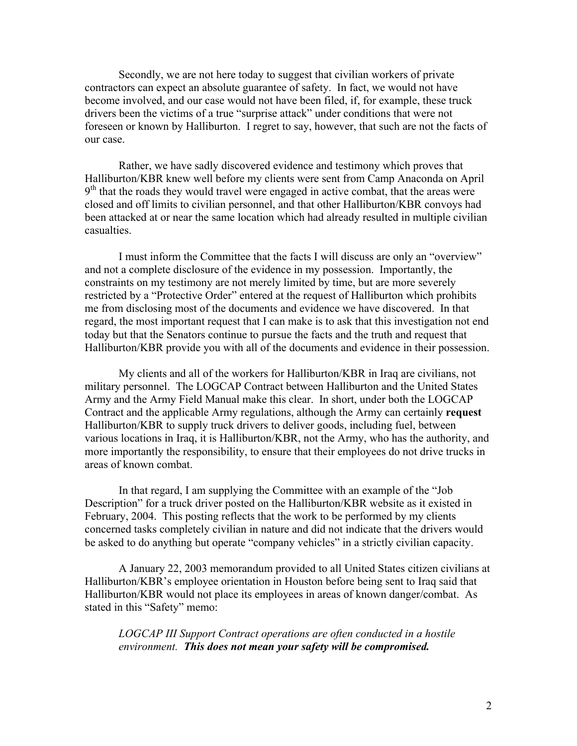Secondly, we are not here today to suggest that civilian workers of private contractors can expect an absolute guarantee of safety. In fact, we would not have become involved, and our case would not have been filed, if, for example, these truck drivers been the victims of a true "surprise attack" under conditions that were not foreseen or known by Halliburton. I regret to say, however, that such are not the facts of our case.

Rather, we have sadly discovered evidence and testimony which proves that Halliburton/KBR knew well before my clients were sent from Camp Anaconda on April 9th that the roads they would travel were engaged in active combat, that the areas were closed and off limits to civilian personnel, and that other Halliburton/KBR convoys had been attacked at or near the same location which had already resulted in multiple civilian casualties.

I must inform the Committee that the facts I will discuss are only an "overview" and not a complete disclosure of the evidence in my possession. Importantly, the constraints on my testimony are not merely limited by time, but are more severely restricted by a "Protective Order" entered at the request of Halliburton which prohibits me from disclosing most of the documents and evidence we have discovered. In that regard, the most important request that I can make is to ask that this investigation not end today but that the Senators continue to pursue the facts and the truth and request that Halliburton/KBR provide you with all of the documents and evidence in their possession.

My clients and all of the workers for Halliburton/KBR in Iraq are civilians, not military personnel. The LOGCAP Contract between Halliburton and the United States Army and the Army Field Manual make this clear. In short, under both the LOGCAP Contract and the applicable Army regulations, although the Army can certainly **request** Halliburton/KBR to supply truck drivers to deliver goods, including fuel, between various locations in Iraq, it is Halliburton/KBR, not the Army, who has the authority, and more importantly the responsibility, to ensure that their employees do not drive trucks in areas of known combat.

In that regard, I am supplying the Committee with an example of the "Job Description" for a truck driver posted on the Halliburton/KBR website as it existed in February, 2004. This posting reflects that the work to be performed by my clients concerned tasks completely civilian in nature and did not indicate that the drivers would be asked to do anything but operate "company vehicles" in a strictly civilian capacity.

A January 22, 2003 memorandum provided to all United States citizen civilians at Halliburton/KBR's employee orientation in Houston before being sent to Iraq said that Halliburton/KBR would not place its employees in areas of known danger/combat. As stated in this "Safety" memo:

> *LOGCAP III Support Contract operations are often conducted in a hostile environment.* ***This does not mean your safety will be compromised.***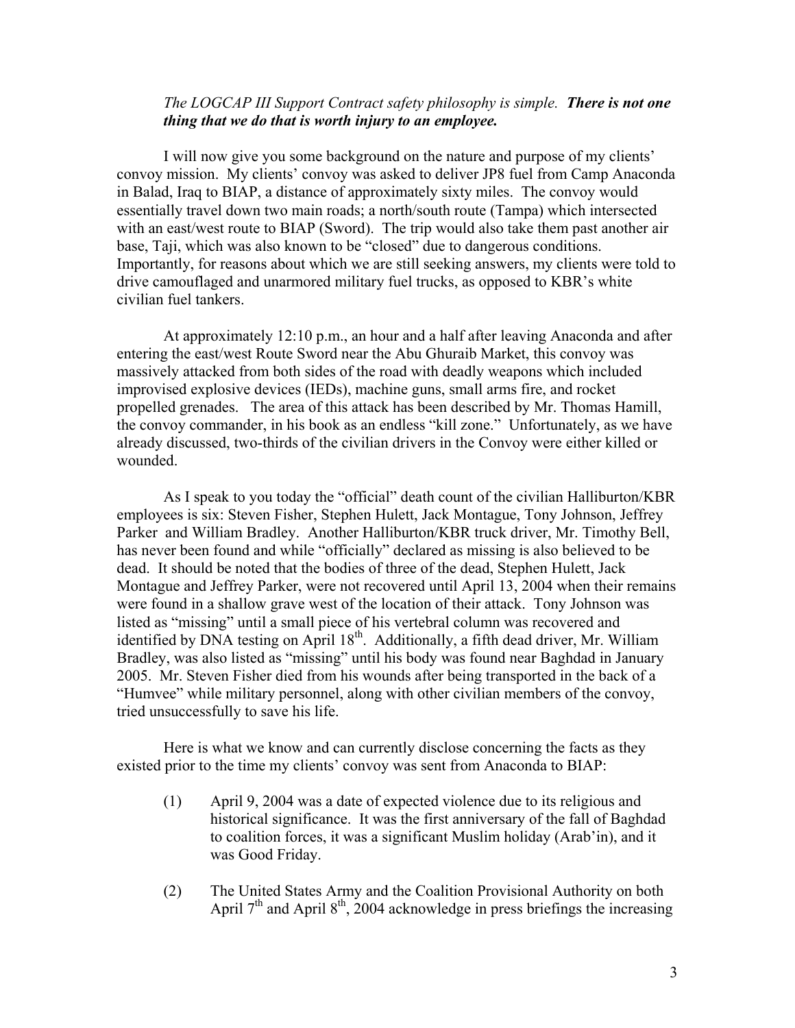*The LOGCAP III Support Contract safety philosophy is simple.* ***There is not one thing that we do that is worth injury to an employee.***

I will now give you some background on the nature and purpose of my clients' convoy mission. My clients' convoy was asked to deliver JP8 fuel from Camp Anaconda in Balad, Iraq to BIAP, a distance of approximately sixty miles. The convoy would essentially travel down two main roads; a north/south route (Tampa) which intersected with an east/west route to BIAP (Sword). The trip would also take them past another air base, Taji, which was also known to be "closed" due to dangerous conditions. Importantly, for reasons about which we are still seeking answers, my clients were told to drive camouflaged and unarmored military fuel trucks, as opposed to KBR's white civilian fuel tankers.

At approximately 12:10 p.m., an hour and a half after leaving Anaconda and after entering the east/west Route Sword near the Abu Ghuraib Market, this convoy was massively attacked from both sides of the road with deadly weapons which included improvised explosive devices (IEDs), machine guns, small arms fire, and rocket propelled grenades. The area of this attack has been described by Mr. Thomas Hamill, the convoy commander, in his book as an endless "kill zone." Unfortunately, as we have already discussed, two-thirds of the civilian drivers in the Convoy were either killed or wounded.

As I speak to you today the "official" death count of the civilian Halliburton/KBR employees is six: Steven Fisher, Stephen Hulett, Jack Montague, Tony Johnson, Jeffrey Parker and William Bradley. Another Halliburton/KBR truck driver, Mr. Timothy Bell, has never been found and while "officially" declared as missing is also believed to be dead. It should be noted that the bodies of three of the dead, Stephen Hulett, Jack Montague and Jeffrey Parker, were not recovered until April 13, 2004 when their remains were found in a shallow grave west of the location of their attack. Tony Johnson was listed as "missing" until a small piece of his vertebral column was recovered and identified by DNA testing on April 18th. Additionally, a fifth dead driver, Mr. William Bradley, was also listed as "missing" until his body was found near Baghdad in January 2005. Mr. Steven Fisher died from his wounds after being transported in the back of a "Humvee" while military personnel, along with other civilian members of the convoy, tried unsuccessfully to save his life.

Here is what we know and can currently disclose concerning the facts as they existed prior to the time my clients' convoy was sent from Anaconda to BIAP:

(1) April 9, 2004 was a date of expected violence due to its religious and historical significance. It was the first anniversary of the fall of Baghdad to coalition forces, it was a significant Muslim holiday (Arab'in), and it was Good Friday.

(2) The United States Army and the Coalition Provisional Authority on both April 7th and April 8th, 2004 acknowledge in press briefings the increasing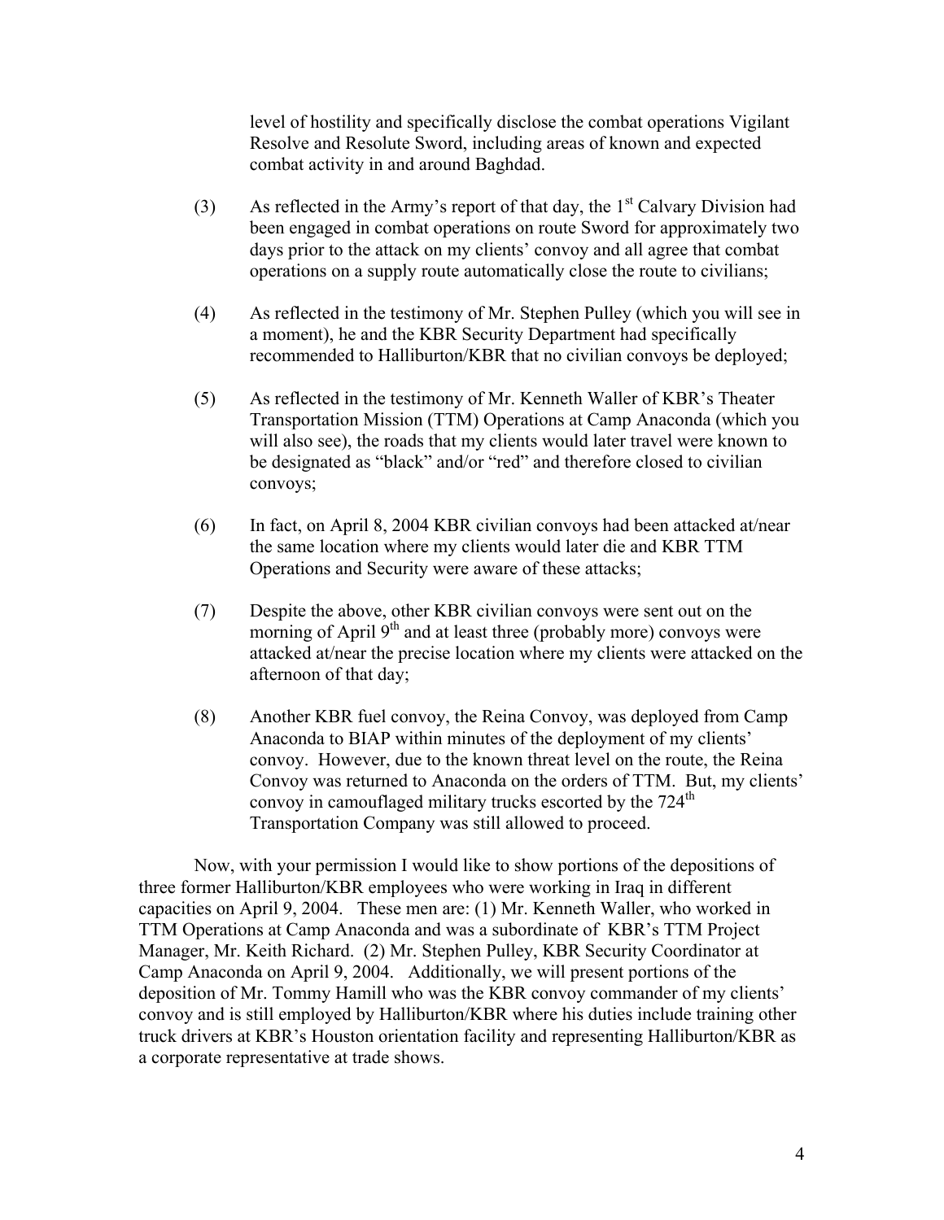level of hostility and specifically disclose the combat operations Vigilant Resolve and Resolute Sword, including areas of known and expected combat activity in and around Baghdad.

(3) As reflected in the Army's report of that day, the 1st Calvary Division had been engaged in combat operations on route Sword for approximately two days prior to the attack on my clients' convoy and all agree that combat operations on a supply route automatically close the route to civilians;

(4) As reflected in the testimony of Mr. Stephen Pulley (which you will see in a moment), he and the KBR Security Department had specifically recommended to Halliburton/KBR that no civilian convoys be deployed;

(5) As reflected in the testimony of Mr. Kenneth Waller of KBR's Theater Transportation Mission (TTM) Operations at Camp Anaconda (which you will also see), the roads that my clients would later travel were known to be designated as "black" and/or "red" and therefore closed to civilian convoys;

(6) In fact, on April 8, 2004 KBR civilian convoys had been attacked at/near the same location where my clients would later die and KBR TTM Operations and Security were aware of these attacks;

(7) Despite the above, other KBR civilian convoys were sent out on the morning of April 9th and at least three (probably more) convoys were attacked at/near the precise location where my clients were attacked on the afternoon of that day;

(8) Another KBR fuel convoy, the Reina Convoy, was deployed from Camp Anaconda to BIAP within minutes of the deployment of my clients' convoy. However, due to the known threat level on the route, the Reina Convoy was returned to Anaconda on the orders of TTM. But, my clients' convoy in camouflaged military trucks escorted by the 724th Transportation Company was still allowed to proceed.

Now, with your permission I would like to show portions of the depositions of three former Halliburton/KBR employees who were working in Iraq in different capacities on April 9, 2004. These men are: (1) Mr. Kenneth Waller, who worked in TTM Operations at Camp Anaconda and was a subordinate of KBR's TTM Project Manager, Mr. Keith Richard. (2) Mr. Stephen Pulley, KBR Security Coordinator at Camp Anaconda on April 9, 2004. Additionally, we will present portions of the deposition of Mr. Tommy Hamill who was the KBR convoy commander of my clients' convoy and is still employed by Halliburton/KBR where his duties include training other truck drivers at KBR's Houston orientation facility and representing Halliburton/KBR as a corporate representative at trade shows.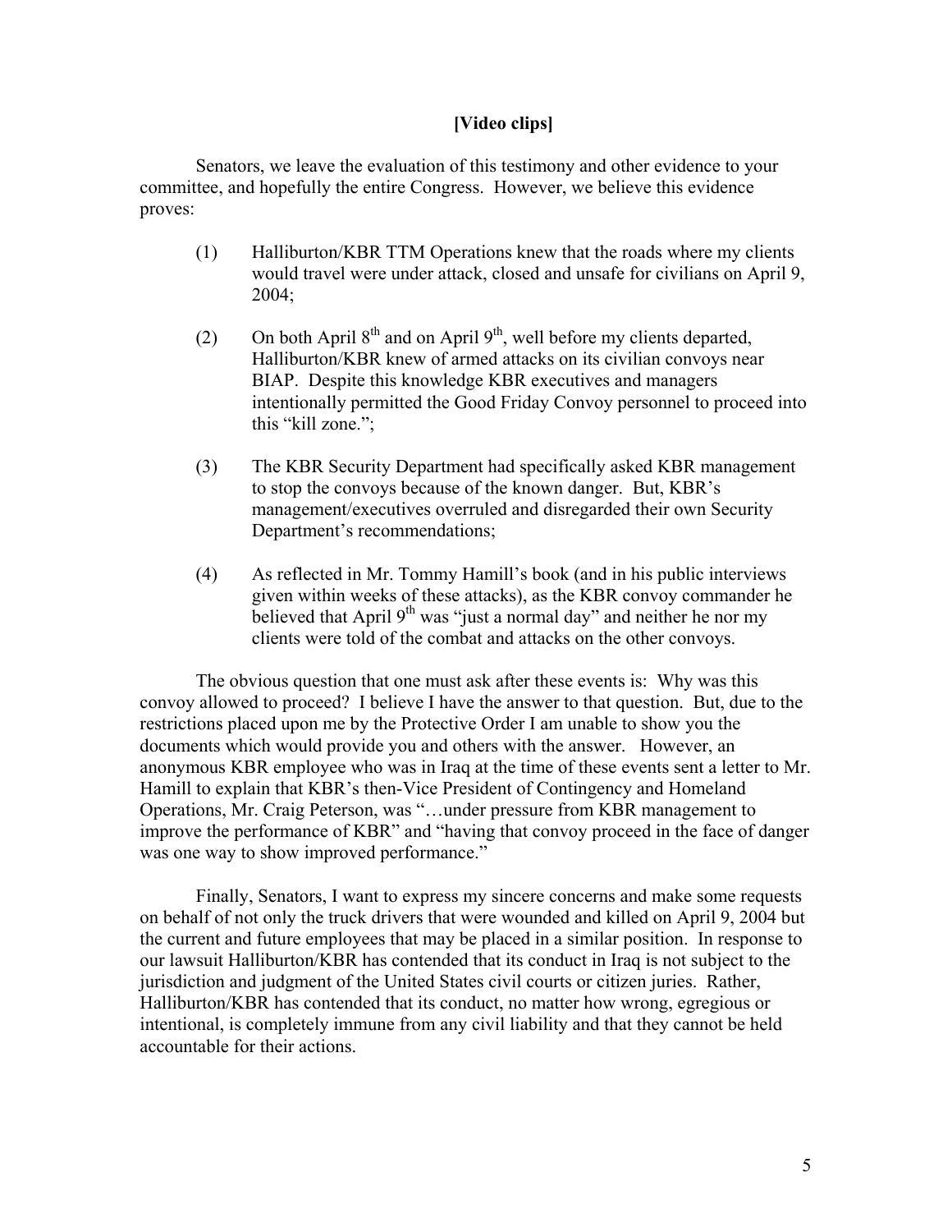**[Video clips]**

Senators, we leave the evaluation of this testimony and other evidence to your committee, and hopefully the entire Congress. However, we believe this evidence proves:

(1) Halliburton/KBR TTM Operations knew that the roads where my clients would travel were under attack, closed and unsafe for civilians on April 9, 2004;

(2) On both April 8th and on April 9th, well before my clients departed, Halliburton/KBR knew of armed attacks on its civilian convoys near BIAP. Despite this knowledge KBR executives and managers intentionally permitted the Good Friday Convoy personnel to proceed into this "kill zone.";

(3) The KBR Security Department had specifically asked KBR management to stop the convoys because of the known danger. But, KBR's management/executives overruled and disregarded their own Security Department's recommendations;

(4) As reflected in Mr. Tommy Hamill's book (and in his public interviews given within weeks of these attacks), as the KBR convoy commander he believed that April 9th was "just a normal day" and neither he nor my clients were told of the combat and attacks on the other convoys.

The obvious question that one must ask after these events is: Why was this convoy allowed to proceed? I believe I have the answer to that question. But, due to the restrictions placed upon me by the Protective Order I am unable to show you the documents which would provide you and others with the answer. However, an anonymous KBR employee who was in Iraq at the time of these events sent a letter to Mr. Hamill to explain that KBR's then-Vice President of Contingency and Homeland Operations, Mr. Craig Peterson, was "…under pressure from KBR management to improve the performance of KBR" and "having that convoy proceed in the face of danger was one way to show improved performance."

Finally, Senators, I want to express my sincere concerns and make some requests on behalf of not only the truck drivers that were wounded and killed on April 9, 2004 but the current and future employees that may be placed in a similar position. In response to our lawsuit Halliburton/KBR has contended that its conduct in Iraq is not subject to the jurisdiction and judgment of the United States civil courts or citizen juries. Rather, Halliburton/KBR has contended that its conduct, no matter how wrong, egregious or intentional, is completely immune from any civil liability and that they cannot be held accountable for their actions.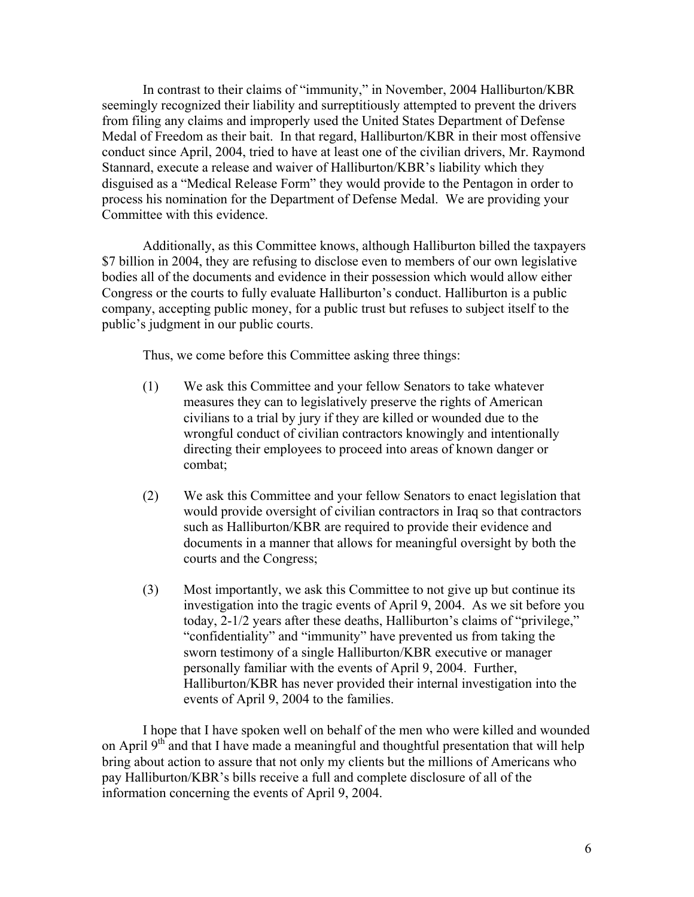In contrast to their claims of "immunity," in November, 2004 Halliburton/KBR seemingly recognized their liability and surreptitiously attempted to prevent the drivers from filing any claims and improperly used the United States Department of Defense Medal of Freedom as their bait. In that regard, Halliburton/KBR in their most offensive conduct since April, 2004, tried to have at least one of the civilian drivers, Mr. Raymond Stannard, execute a release and waiver of Halliburton/KBR's liability which they disguised as a "Medical Release Form" they would provide to the Pentagon in order to process his nomination for the Department of Defense Medal. We are providing your Committee with this evidence.

Additionally, as this Committee knows, although Halliburton billed the taxpayers $7 billion in 2004, they are refusing to disclose even to members of our own legislative bodies all of the documents and evidence in their possession which would allow either Congress or the courts to fully evaluate Halliburton's conduct. Halliburton is a public company, accepting public money, for a public trust but refuses to subject itself to the public's judgment in our public courts.

Thus, we come before this Committee asking three things:

(1) We ask this Committee and your fellow Senators to take whatever measures they can to legislatively preserve the rights of American civilians to a trial by jury if they are killed or wounded due to the wrongful conduct of civilian contractors knowingly and intentionally directing their employees to proceed into areas of known danger or combat;

(2) We ask this Committee and your fellow Senators to enact legislation that would provide oversight of civilian contractors in Iraq so that contractors such as Halliburton/KBR are required to provide their evidence and documents in a manner that allows for meaningful oversight by both the courts and the Congress;

(3) Most importantly, we ask this Committee to not give up but continue its investigation into the tragic events of April 9, 2004. As we sit before you today, 2-1/2 years after these deaths, Halliburton's claims of "privilege," "confidentiality" and "immunity" have prevented us from taking the sworn testimony of a single Halliburton/KBR executive or manager personally familiar with the events of April 9, 2004. Further, Halliburton/KBR has never provided their internal investigation into the events of April 9, 2004 to the families.

I hope that I have spoken well on behalf of the men who were killed and wounded on April 9th and that I have made a meaningful and thoughtful presentation that will help bring about action to assure that not only my clients but the millions of Americans who pay Halliburton/KBR's bills receive a full and complete disclosure of all of the information concerning the events of April 9, 2004.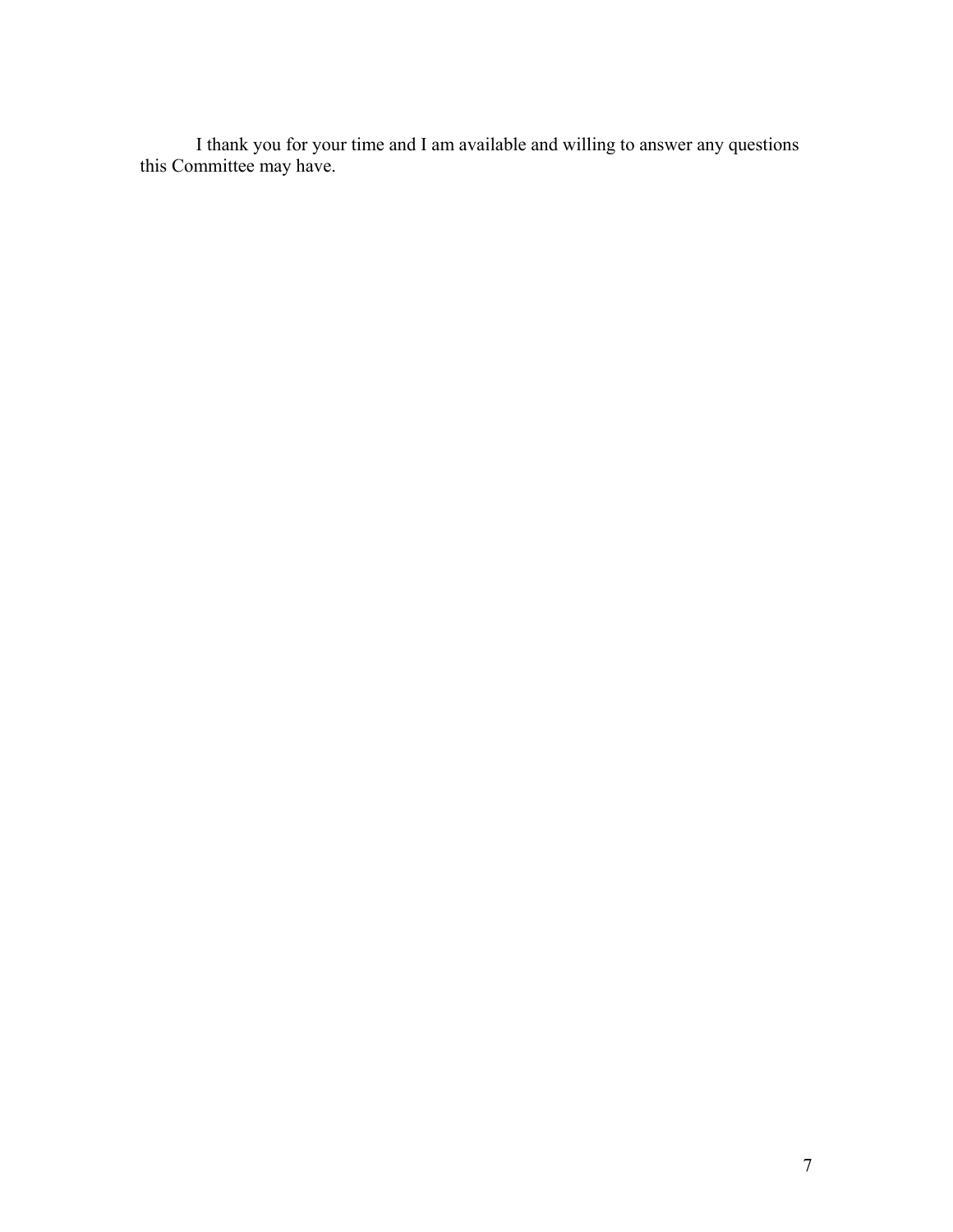I thank you for your time and I am available and willing to answer any questions this Committee may have.